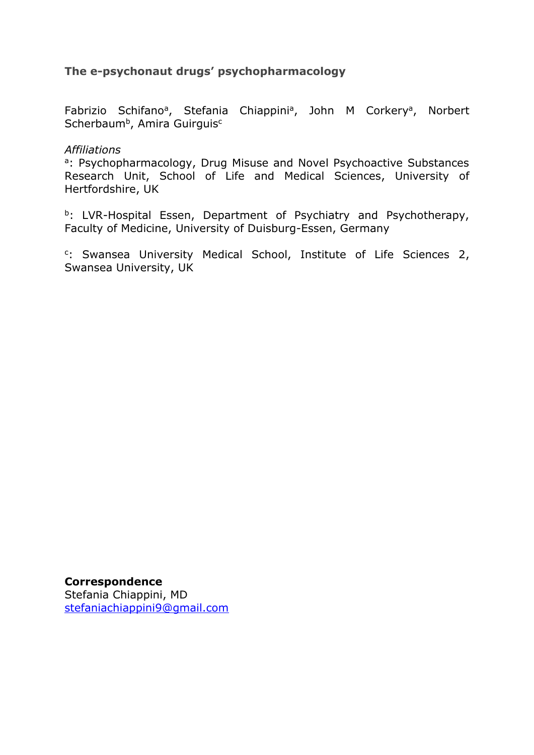# The e-psychonaut drugs' psychopharmacology

Fabrizio Schifano[a], Stefania Chiappini[a], John M Corkery[a], Norbert Scherbaum[b], Amira Guirguis[c]

*Affiliations*

[a]: Psychopharmacology, Drug Misuse and Novel Psychoactive Substances Research Unit, School of Life and Medical Sciences, University of Hertfordshire, UK

[b]: LVR-Hospital Essen, Department of Psychiatry and Psychotherapy, Faculty of Medicine, University of Duisburg-Essen, Germany

[c]: Swansea University Medical School, Institute of Life Sciences 2, Swansea University, UK

**Correspondence**
Stefania Chiappini, MD
stefaniachiappini9@gmail.com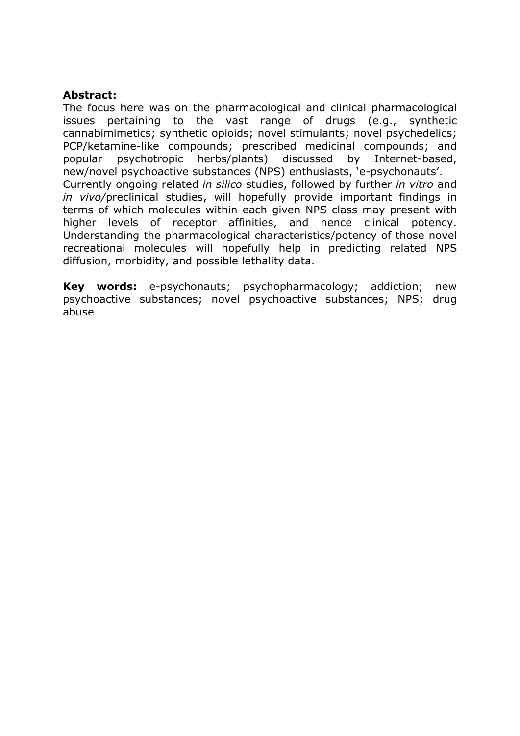**Abstract:**

The focus here was on the pharmacological and clinical pharmacological issues pertaining to the vast range of drugs (e.g., synthetic cannabimimetics; synthetic opioids; novel stimulants; novel psychedelics; PCP/ketamine-like compounds; prescribed medicinal compounds; and popular psychotropic herbs/plants) discussed by Internet-based, new/novel psychoactive substances (NPS) enthusiasts, 'e-psychonauts'. Currently ongoing related *in silico* studies, followed by further *in vitro* and *in vivo*/preclinical studies, will hopefully provide important findings in terms of which molecules within each given NPS class may present with higher levels of receptor affinities, and hence clinical potency. Understanding the pharmacological characteristics/potency of those novel recreational molecules will hopefully help in predicting related NPS diffusion, morbidity, and possible lethality data.

**Key words:** e-psychonauts; psychopharmacology; addiction; new psychoactive substances; novel psychoactive substances; NPS; drug abuse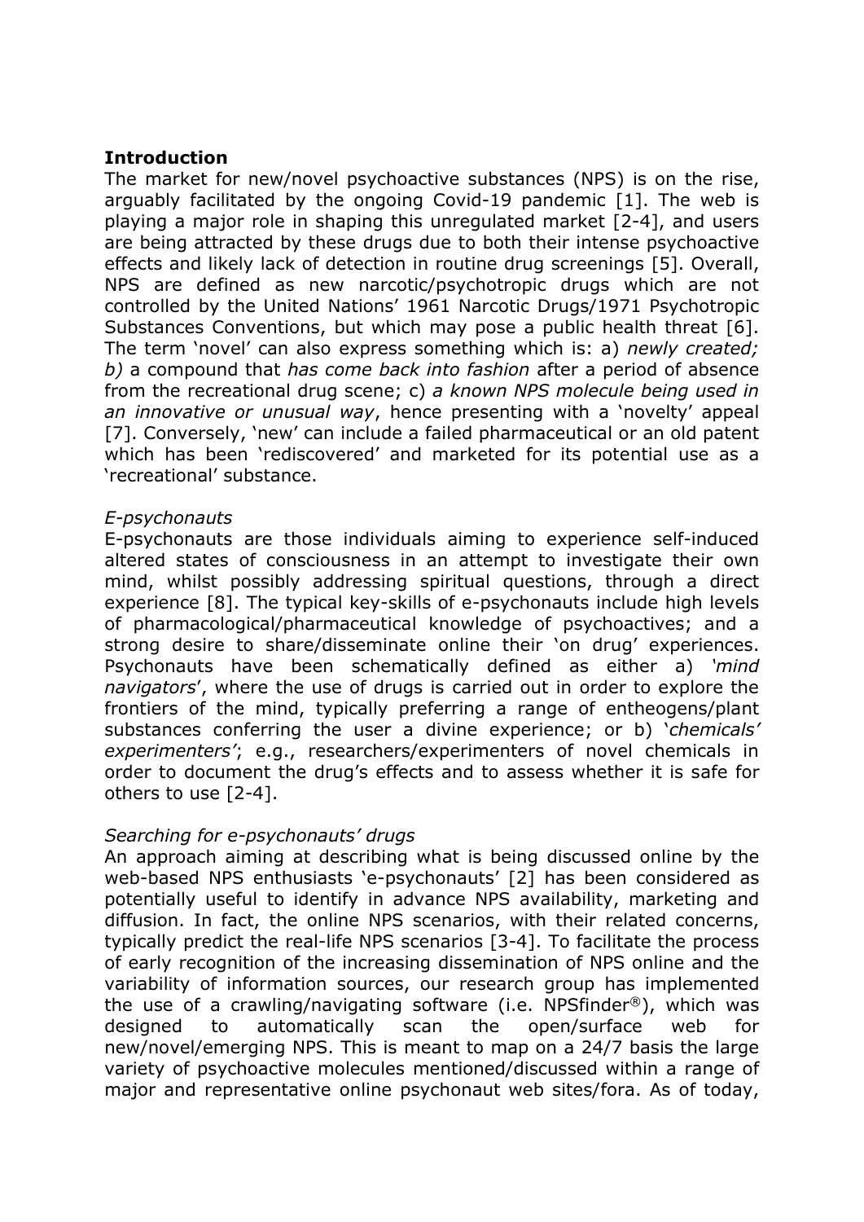## Introduction

The market for new/novel psychoactive substances (NPS) is on the rise, arguably facilitated by the ongoing Covid-19 pandemic [1]. The web is playing a major role in shaping this unregulated market [2-4], and users are being attracted by these drugs due to both their intense psychoactive effects and likely lack of detection in routine drug screenings [5]. Overall, NPS are defined as new narcotic/psychotropic drugs which are not controlled by the United Nations' 1961 Narcotic Drugs/1971 Psychotropic Substances Conventions, but which may pose a public health threat [6]. The term 'novel' can also express something which is: a) *newly created; b)* a compound that *has come back into fashion* after a period of absence from the recreational drug scene; c) *a known NPS molecule being used in an innovative or unusual way*, hence presenting with a 'novelty' appeal [7]. Conversely, 'new' can include a failed pharmaceutical or an old patent which has been 'rediscovered' and marketed for its potential use as a 'recreational' substance.

### *E-psychonauts*

E-psychonauts are those individuals aiming to experience self-induced altered states of consciousness in an attempt to investigate their own mind, whilst possibly addressing spiritual questions, through a direct experience [8]. The typical key-skills of e-psychonauts include high levels of pharmacological/pharmaceutical knowledge of psychoactives; and a strong desire to share/disseminate online their 'on drug' experiences. Psychonauts have been schematically defined as either a) *'mind navigators*', where the use of drugs is carried out in order to explore the frontiers of the mind, typically preferring a range of entheogens/plant substances conferring the user a divine experience; or b) '*chemicals' experimenters'*; e.g., researchers/experimenters of novel chemicals in order to document the drug's effects and to assess whether it is safe for others to use [2-4].

### *Searching for e-psychonauts' drugs*

An approach aiming at describing what is being discussed online by the web-based NPS enthusiasts 'e-psychonauts' [2] has been considered as potentially useful to identify in advance NPS availability, marketing and diffusion. In fact, the online NPS scenarios, with their related concerns, typically predict the real-life NPS scenarios [3-4]. To facilitate the process of early recognition of the increasing dissemination of NPS online and the variability of information sources, our research group has implemented the use of a crawling/navigating software (i.e. NPSfinder®), which was designed to automatically scan the open/surface web for new/novel/emerging NPS. This is meant to map on a 24/7 basis the large variety of psychoactive molecules mentioned/discussed within a range of major and representative online psychonaut web sites/fora. As of today,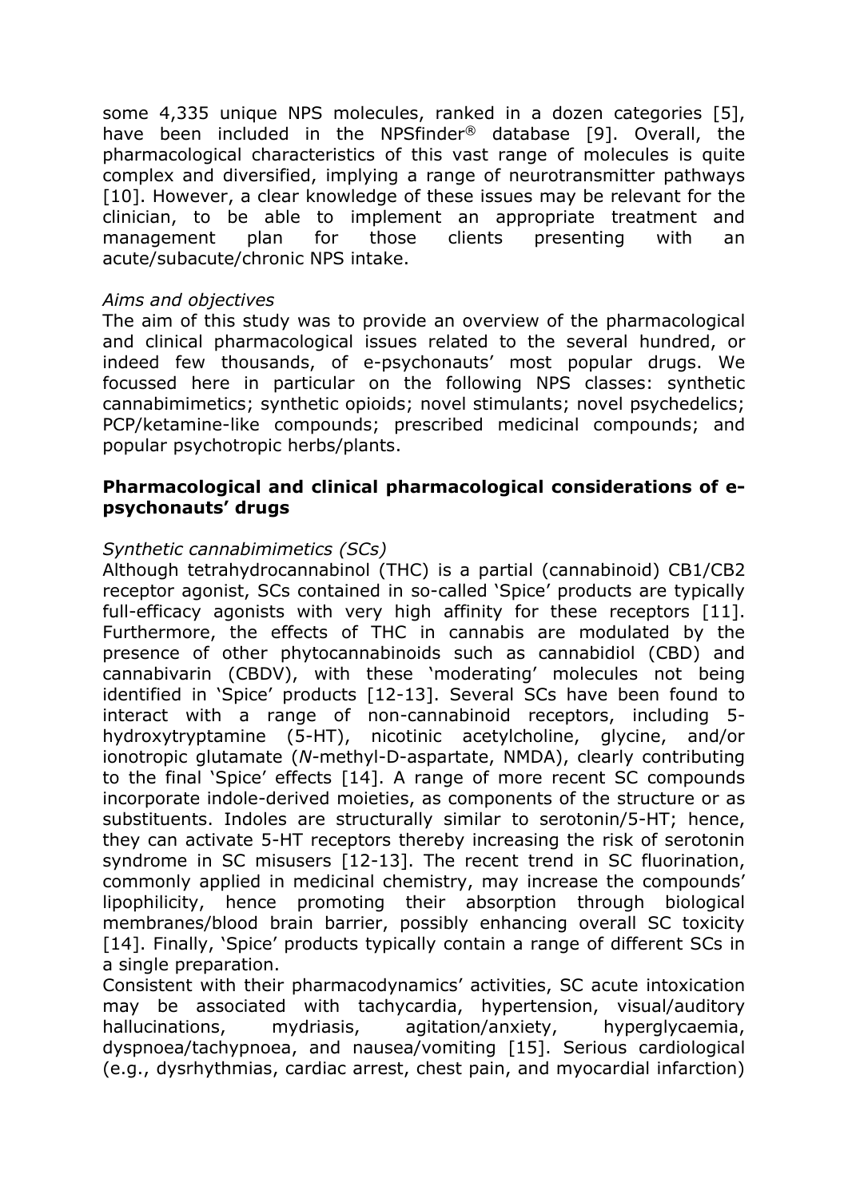some 4,335 unique NPS molecules, ranked in a dozen categories [5], have been included in the NPSfinder® database [9]. Overall, the pharmacological characteristics of this vast range of molecules is quite complex and diversified, implying a range of neurotransmitter pathways [10]. However, a clear knowledge of these issues may be relevant for the clinician, to be able to implement an appropriate treatment and management plan for those clients presenting with an acute/subacute/chronic NPS intake.

*Aims and objectives*

The aim of this study was to provide an overview of the pharmacological and clinical pharmacological issues related to the several hundred, or indeed few thousands, of e-psychonauts' most popular drugs. We focussed here in particular on the following NPS classes: synthetic cannabimimetics; synthetic opioids; novel stimulants; novel psychedelics; PCP/ketamine-like compounds; prescribed medicinal compounds; and popular psychotropic herbs/plants.

## Pharmacological and clinical pharmacological considerations of e-psychonauts' drugs

*Synthetic cannabimimetics (SCs)*

Although tetrahydrocannabinol (THC) is a partial (cannabinoid) CB1/CB2 receptor agonist, SCs contained in so-called 'Spice' products are typically full-efficacy agonists with very high affinity for these receptors [11]. Furthermore, the effects of THC in cannabis are modulated by the presence of other phytocannabinoids such as cannabidiol (CBD) and cannabivarin (CBDV), with these 'moderating' molecules not being identified in 'Spice' products [12-13]. Several SCs have been found to interact with a range of non-cannabinoid receptors, including 5-hydroxytryptamine (5-HT), nicotinic acetylcholine, glycine, and/or ionotropic glutamate (*N*-methyl-D-aspartate, NMDA), clearly contributing to the final 'Spice' effects [14]. A range of more recent SC compounds incorporate indole-derived moieties, as components of the structure or as substituents. Indoles are structurally similar to serotonin/5-HT; hence, they can activate 5-HT receptors thereby increasing the risk of serotonin syndrome in SC misusers [12-13]. The recent trend in SC fluorination, commonly applied in medicinal chemistry, may increase the compounds' lipophilicity, hence promoting their absorption through biological membranes/blood brain barrier, possibly enhancing overall SC toxicity [14]. Finally, 'Spice' products typically contain a range of different SCs in a single preparation.

Consistent with their pharmacodynamics' activities, SC acute intoxication may be associated with tachycardia, hypertension, visual/auditory hallucinations, mydriasis, agitation/anxiety, hyperglycaemia, dyspnoea/tachypnoea, and nausea/vomiting [15]. Serious cardiological (e.g., dysrhythmias, cardiac arrest, chest pain, and myocardial infarction)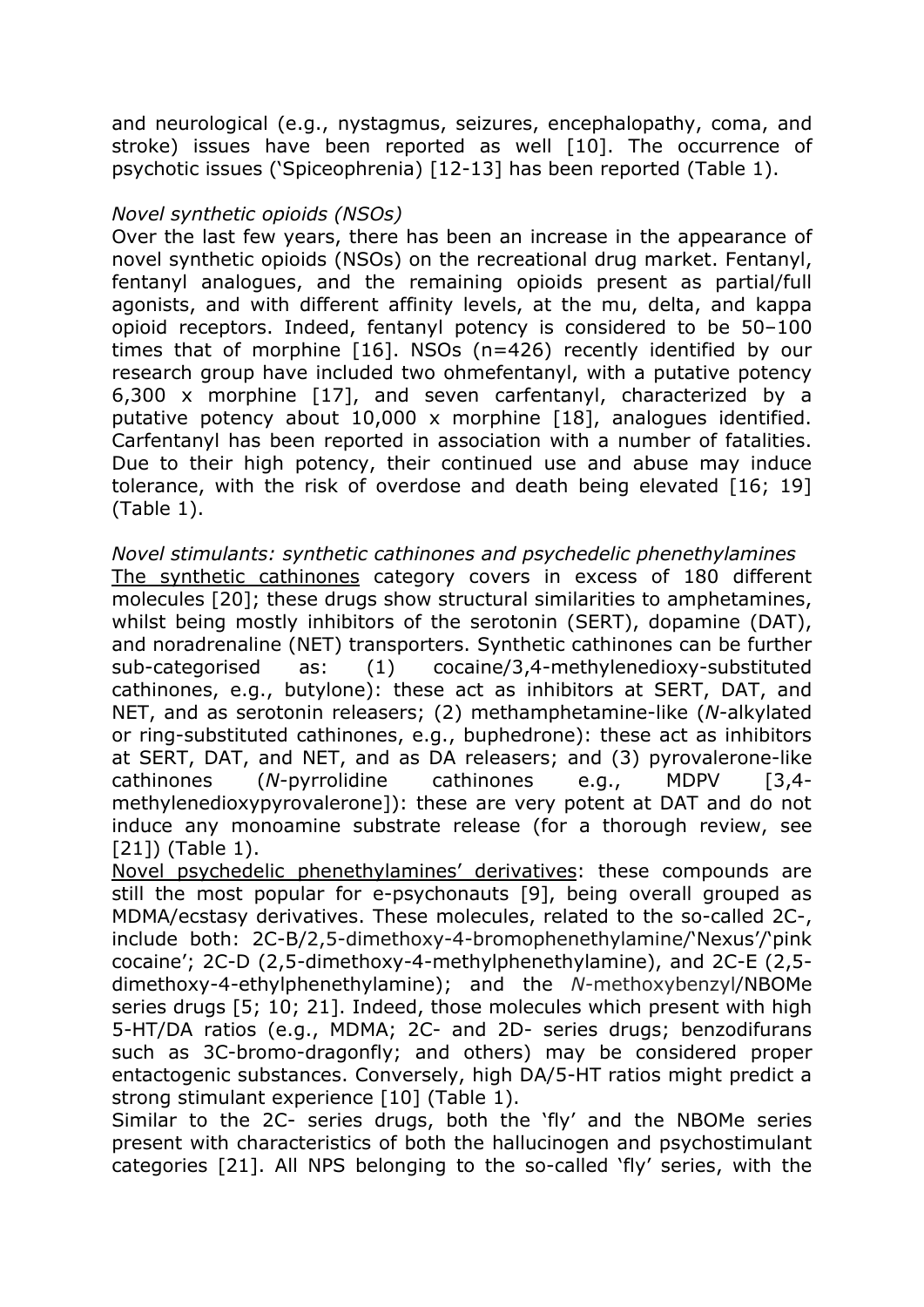and neurological (e.g., nystagmus, seizures, encephalopathy, coma, and stroke) issues have been reported as well [10]. The occurrence of psychotic issues ('Spiceophrenia) [12-13] has been reported (Table 1).

*Novel synthetic opioids (NSOs)*

Over the last few years, there has been an increase in the appearance of novel synthetic opioids (NSOs) on the recreational drug market. Fentanyl, fentanyl analogues, and the remaining opioids present as partial/full agonists, and with different affinity levels, at the mu, delta, and kappa opioid receptors. Indeed, fentanyl potency is considered to be 50–100 times that of morphine [16]. NSOs (n=426) recently identified by our research group have included two ohmefentanyl, with a putative potency 6,300 x morphine [17], and seven carfentanyl, characterized by a putative potency about 10,000 x morphine [18], analogues identified. Carfentanyl has been reported in association with a number of fatalities. Due to their high potency, their continued use and abuse may induce tolerance, with the risk of overdose and death being elevated [16; 19] (Table 1).

*Novel stimulants: synthetic cathinones and psychedelic phenethylamines*

<u>The synthetic cathinones</u> category covers in excess of 180 different molecules [20]; these drugs show structural similarities to amphetamines, whilst being mostly inhibitors of the serotonin (SERT), dopamine (DAT), and noradrenaline (NET) transporters. Synthetic cathinones can be further sub-categorised as: (1) cocaine/3,4-methylenedioxy-substituted cathinones, e.g., butylone): these act as inhibitors at SERT, DAT, and NET, and as serotonin releasers; (2) methamphetamine-like (*N*-alkylated or ring-substituted cathinones, e.g., buphedrone): these act as inhibitors at SERT, DAT, and NET, and as DA releasers; and (3) pyrovalerone-like cathinones (*N*-pyrrolidine cathinones e.g., MDPV [3,4-methylenedioxypyrovalerone]): these are very potent at DAT and do not induce any monoamine substrate release (for a thorough review, see [21]) (Table 1).

<u>Novel psychedelic phenethylamines' derivatives</u>: these compounds are still the most popular for e-psychonauts [9], being overall grouped as MDMA/ecstasy derivatives. These molecules, related to the so-called 2C-, include both: 2C-B/2,5-dimethoxy-4-bromophenethylamine/'Nexus'/'pink cocaine'; 2C-D (2,5-dimethoxy-4-methylphenethylamine), and 2C-E (2,5-dimethoxy-4-ethylphenethylamine); and the *N*-methoxybenzyl/NBOMe series drugs [5; 10; 21]. Indeed, those molecules which present with high 5-HT/DA ratios (e.g., MDMA; 2C- and 2D- series drugs; benzodifurans such as 3C-bromo-dragonfly; and others) may be considered proper entactogenic substances. Conversely, high DA/5-HT ratios might predict a strong stimulant experience [10] (Table 1).

Similar to the 2C- series drugs, both the 'fly' and the NBOMe series present with characteristics of both the hallucinogen and psychostimulant categories [21]. All NPS belonging to the so-called 'fly' series, with the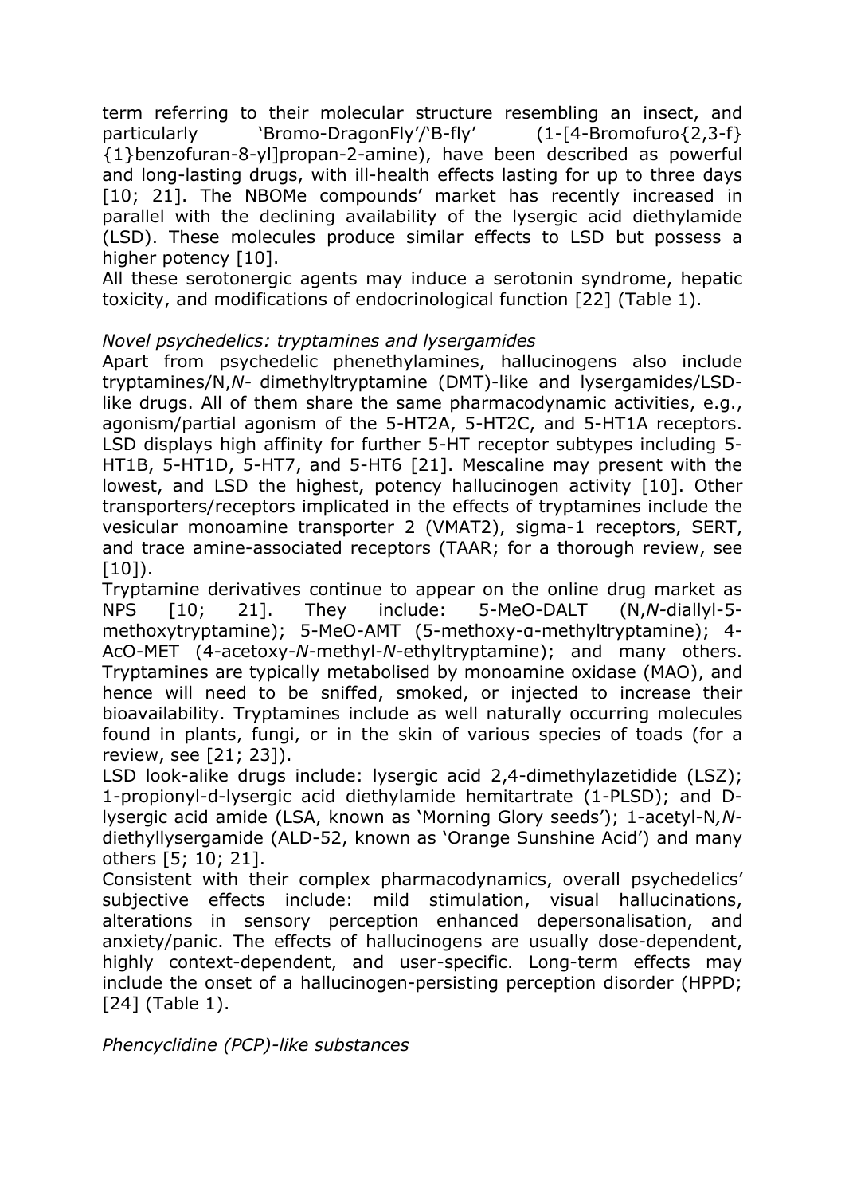term referring to their molecular structure resembling an insect, and particularly 'Bromo-DragonFly'/'B-fly' (1-[4-Bromofuro{2,3-f}{1}benzofuran-8-yl]propan-2-amine), have been described as powerful and long-lasting drugs, with ill-health effects lasting for up to three days [10; 21]. The NBOMe compounds' market has recently increased in parallel with the declining availability of the lysergic acid diethylamide (LSD). These molecules produce similar effects to LSD but possess a higher potency [10].

All these serotonergic agents may induce a serotonin syndrome, hepatic toxicity, and modifications of endocrinological function [22] (Table 1).

*Novel psychedelics: tryptamines and lysergamides*

Apart from psychedelic phenethylamines, hallucinogens also include tryptamines/N,*N*- dimethyltryptamine (DMT)-like and lysergamides/LSD-like drugs. All of them share the same pharmacodynamic activities, e.g., agonism/partial agonism of the 5-HT2A, 5-HT2C, and 5-HT1A receptors. LSD displays high affinity for further 5-HT receptor subtypes including 5-HT1B, 5-HT1D, 5-HT7, and 5-HT6 [21]. Mescaline may present with the lowest, and LSD the highest, potency hallucinogen activity [10]. Other transporters/receptors implicated in the effects of tryptamines include the vesicular monoamine transporter 2 (VMAT2), sigma-1 receptors, SERT, and trace amine-associated receptors (TAAR; for a thorough review, see [10]).

Tryptamine derivatives continue to appear on the online drug market as NPS [10; 21]. They include: 5-MeO-DALT (N,*N*-diallyl-5-methoxytryptamine); 5-MeO-AMT (5-methoxy-α-methyltryptamine); 4-AcO-MET (4-acetoxy-*N*-methyl-*N*-ethyltryptamine); and many others. Tryptamines are typically metabolised by monoamine oxidase (MAO), and hence will need to be sniffed, smoked, or injected to increase their bioavailability. Tryptamines include as well naturally occurring molecules found in plants, fungi, or in the skin of various species of toads (for a review, see [21; 23]).

LSD look-alike drugs include: lysergic acid 2,4-dimethylazetidide (LSZ); 1-propionyl-d-lysergic acid diethylamide hemitartrate (1-PLSD); and D-lysergic acid amide (LSA, known as 'Morning Glory seeds'); 1-acetyl-N,*N*-diethyllysergamide (ALD-52, known as 'Orange Sunshine Acid') and many others [5; 10; 21].

Consistent with their complex pharmacodynamics, overall psychedelics' subjective effects include: mild stimulation, visual hallucinations, alterations in sensory perception enhanced depersonalisation, and anxiety/panic. The effects of hallucinogens are usually dose-dependent, highly context-dependent, and user-specific. Long-term effects may include the onset of a hallucinogen-persisting perception disorder (HPPD; [24] (Table 1).

*Phencyclidine (PCP)-like substances*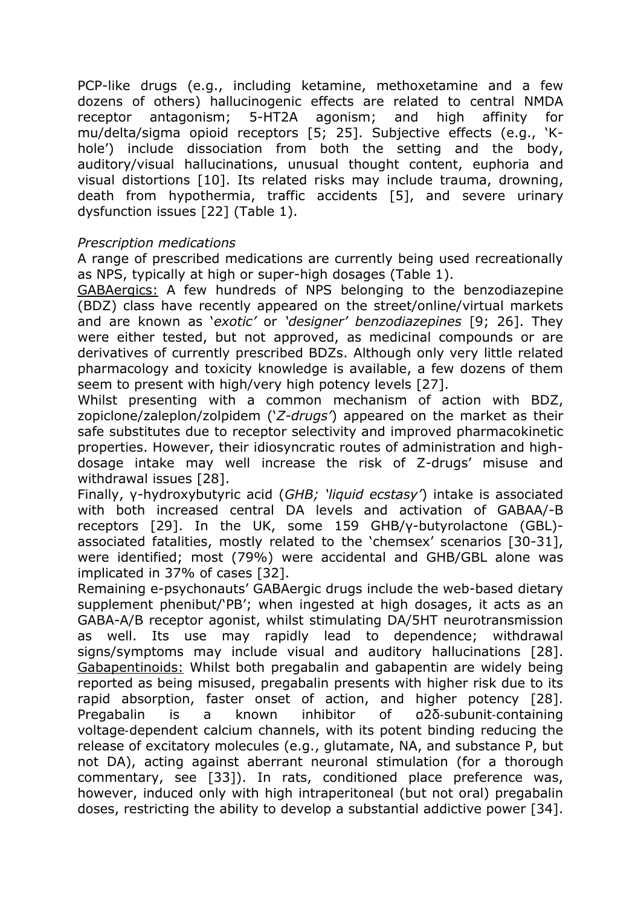PCP-like drugs (e.g., including ketamine, methoxetamine and a few dozens of others) hallucinogenic effects are related to central NMDA receptor antagonism; 5-HT2A agonism; and high affinity for mu/delta/sigma opioid receptors [5; 25]. Subjective effects (e.g., 'K-hole') include dissociation from both the setting and the body, auditory/visual hallucinations, unusual thought content, euphoria and visual distortions [10]. Its related risks may include trauma, drowning, death from hypothermia, traffic accidents [5], and severe urinary dysfunction issues [22] (Table 1).

*Prescription medications*

A range of prescribed medications are currently being used recreationally as NPS, typically at high or super-high dosages (Table 1).

<u>GABAergics:</u> A few hundreds of NPS belonging to the benzodiazepine (BDZ) class have recently appeared on the street/online/virtual markets and are known as '*exotic'* or *'designer' benzodiazepines* [9; 26]. They were either tested, but not approved, as medicinal compounds or are derivatives of currently prescribed BDZs. Although only very little related pharmacology and toxicity knowledge is available, a few dozens of them seem to present with high/very high potency levels [27].

Whilst presenting with a common mechanism of action with BDZ, zopiclone/zaleplon/zolpidem ('*Z-drugs'*) appeared on the market as their safe substitutes due to receptor selectivity and improved pharmacokinetic properties. However, their idiosyncratic routes of administration and high-dosage intake may well increase the risk of Z-drugs' misuse and withdrawal issues [28].

Finally, γ-hydroxybutyric acid (*GHB; 'liquid ecstasy'*) intake is associated with both increased central DA levels and activation of GABAA/-B receptors [29]. In the UK, some 159 GHB/γ-butyrolactone (GBL)-associated fatalities, mostly related to the 'chemsex' scenarios [30-31], were identified; most (79%) were accidental and GHB/GBL alone was implicated in 37% of cases [32].

Remaining e-psychonauts' GABAergic drugs include the web-based dietary supplement phenibut/'PB'; when ingested at high dosages, it acts as an GABA-A/B receptor agonist, whilst stimulating DA/5HT neurotransmission as well. Its use may rapidly lead to dependence; withdrawal signs/symptoms may include visual and auditory hallucinations [28].

<u>Gabapentinoids:</u> Whilst both pregabalin and gabapentin are widely being reported as being misused, pregabalin presents with higher risk due to its rapid absorption, faster onset of action, and higher potency [28]. Pregabalin is a known inhibitor of α2δ-subunit-containing voltage-dependent calcium channels, with its potent binding reducing the release of excitatory molecules (e.g., glutamate, NA, and substance P, but not DA), acting against aberrant neuronal stimulation (for a thorough commentary, see [33]). In rats, conditioned place preference was, however, induced only with high intraperitoneal (but not oral) pregabalin doses, restricting the ability to develop a substantial addictive power [34].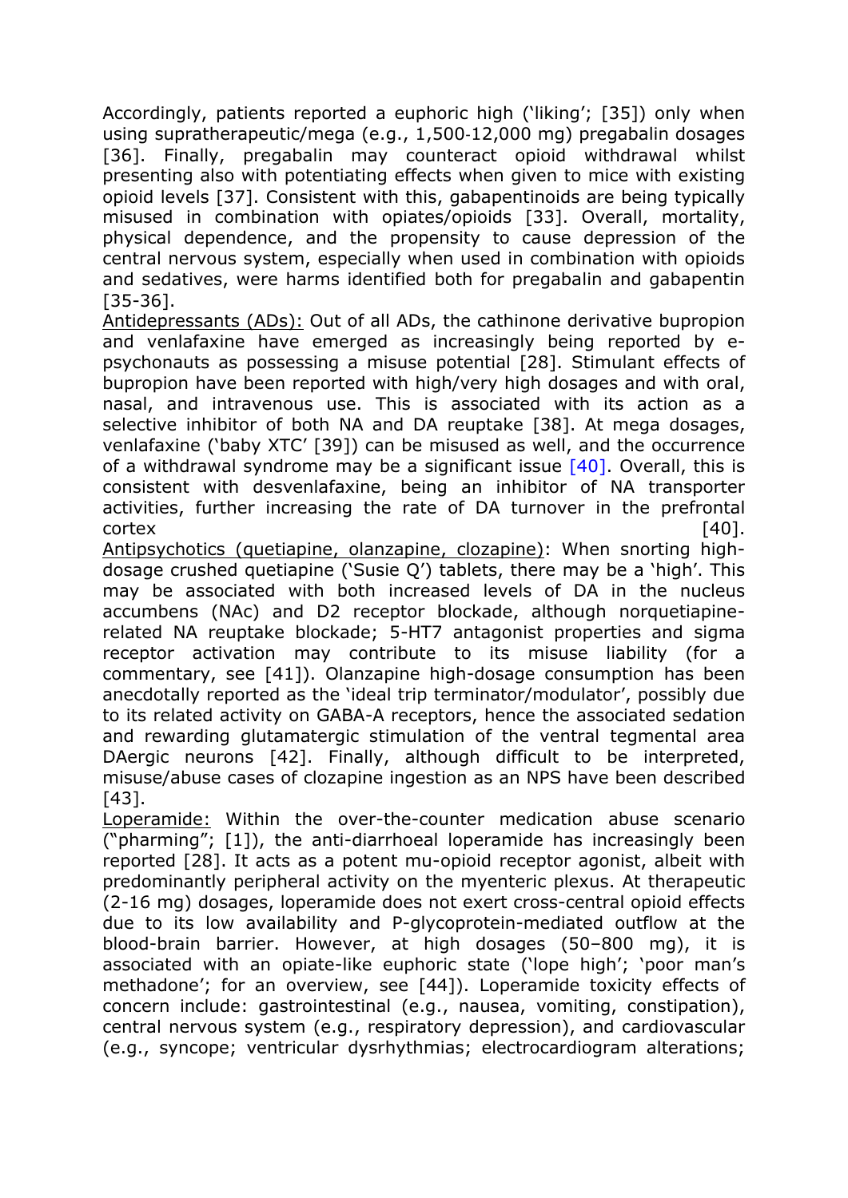Accordingly, patients reported a euphoric high ('liking'; [35]) only when using supratherapeutic/mega (e.g., 1,500-12,000 mg) pregabalin dosages [36]. Finally, pregabalin may counteract opioid withdrawal whilst presenting also with potentiating effects when given to mice with existing opioid levels [37]. Consistent with this, gabapentinoids are being typically misused in combination with opiates/opioids [33]. Overall, mortality, physical dependence, and the propensity to cause depression of the central nervous system, especially when used in combination with opioids and sedatives, were harms identified both for pregabalin and gabapentin [35-36].

<u>Antidepressants (ADs):</u> Out of all ADs, the cathinone derivative bupropion and venlafaxine have emerged as increasingly being reported by e-psychonauts as possessing a misuse potential [28]. Stimulant effects of bupropion have been reported with high/very high dosages and with oral, nasal, and intravenous use. This is associated with its action as a selective inhibitor of both NA and DA reuptake [38]. At mega dosages, venlafaxine ('baby XTC' [39]) can be misused as well, and the occurrence of a withdrawal syndrome may be a significant issue [40]. Overall, this is consistent with desvenlafaxine, being an inhibitor of NA transporter activities, further increasing the rate of DA turnover in the prefrontal cortex [40].

<u>Antipsychotics (quetiapine, olanzapine, clozapine)</u>: When snorting high-dosage crushed quetiapine ('Susie Q') tablets, there may be a 'high'. This may be associated with both increased levels of DA in the nucleus accumbens (NAc) and D2 receptor blockade, although norquetiapine-related NA reuptake blockade; 5-HT7 antagonist properties and sigma receptor activation may contribute to its misuse liability (for a commentary, see [41]). Olanzapine high-dosage consumption has been anecdotally reported as the 'ideal trip terminator/modulator', possibly due to its related activity on GABA-A receptors, hence the associated sedation and rewarding glutamatergic stimulation of the ventral tegmental area DAergic neurons [42]. Finally, although difficult to be interpreted, misuse/abuse cases of clozapine ingestion as an NPS have been described [43].

<u>Loperamide:</u> Within the over-the-counter medication abuse scenario ("pharming"; [1]), the anti-diarrhoeal loperamide has increasingly been reported [28]. It acts as a potent mu-opioid receptor agonist, albeit with predominantly peripheral activity on the myenteric plexus. At therapeutic (2-16 mg) dosages, loperamide does not exert cross-central opioid effects due to its low availability and P-glycoprotein-mediated outflow at the blood-brain barrier. However, at high dosages (50–800 mg), it is associated with an opiate-like euphoric state ('lope high'; 'poor man's methadone'; for an overview, see [44]). Loperamide toxicity effects of concern include: gastrointestinal (e.g., nausea, vomiting, constipation), central nervous system (e.g., respiratory depression), and cardiovascular (e.g., syncope; ventricular dysrhythmias; electrocardiogram alterations;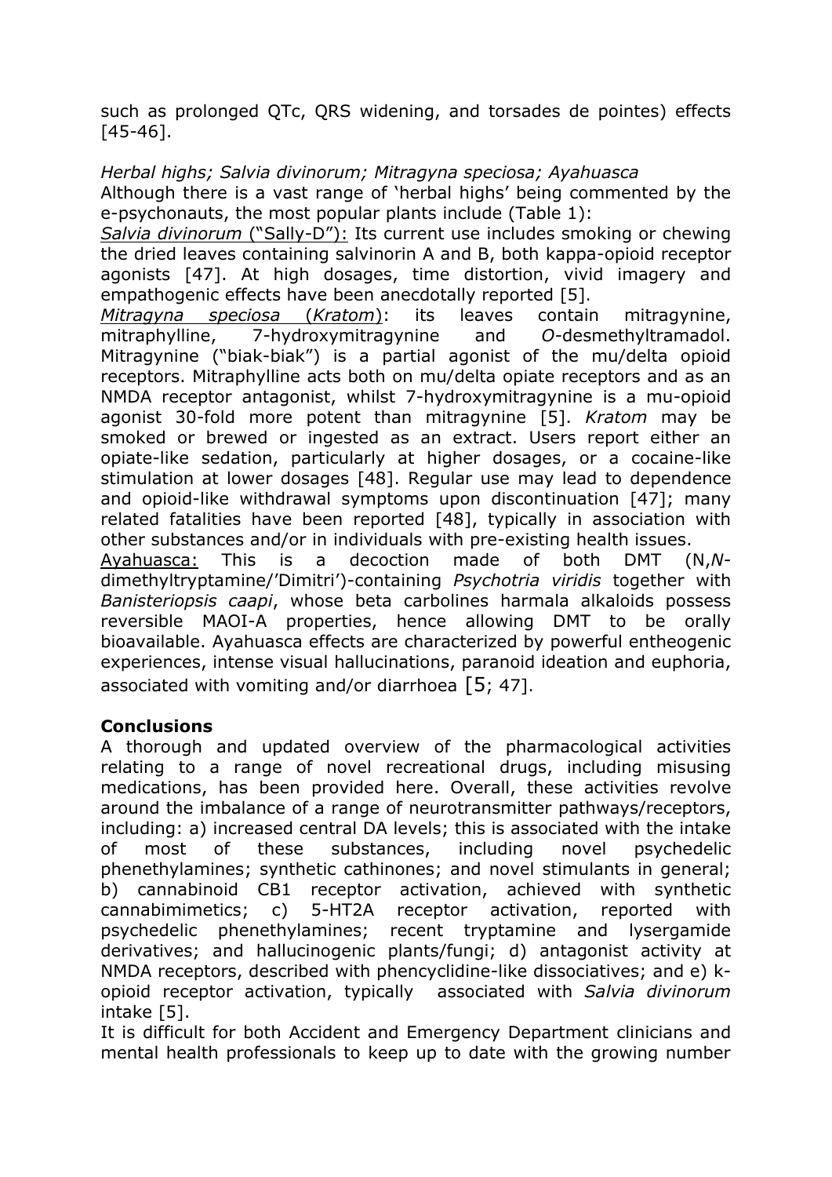such as prolonged QTc, QRS widening, and torsades de pointes) effects [45-46].

*Herbal highs; Salvia divinorum; Mitragyna speciosa; Ayahuasca*

Although there is a vast range of 'herbal highs' being commented by the e-psychonauts, the most popular plants include (Table 1):

*Salvia divinorum* ("Sally-D"): Its current use includes smoking or chewing the dried leaves containing salvinorin A and B, both kappa-opioid receptor agonists [47]. At high dosages, time distortion, vivid imagery and empathogenic effects have been anecdotally reported [5].

*Mitragyna speciosa* (*Kratom*): its leaves contain mitragynine, mitraphylline, 7-hydroxymitragynine and *O*-desmethyltramadol. Mitragynine ("biak-biak") is a partial agonist of the mu/delta opioid receptors. Mitraphylline acts both on mu/delta opiate receptors and as an NMDA receptor antagonist, whilst 7-hydroxymitragynine is a mu-opioid agonist 30-fold more potent than mitragynine [5]. *Kratom* may be smoked or brewed or ingested as an extract. Users report either an opiate-like sedation, particularly at higher dosages, or a cocaine-like stimulation at lower dosages [48]. Regular use may lead to dependence and opioid-like withdrawal symptoms upon discontinuation [47]; many related fatalities have been reported [48], typically in association with other substances and/or in individuals with pre-existing health issues.

Ayahuasca: This is a decoction made of both DMT (N,*N*-dimethyltryptamine/'Dimitri')-containing *Psychotria viridis* together with *Banisteriopsis caapi*, whose beta carbolines harmala alkaloids possess reversible MAOI-A properties, hence allowing DMT to be orally bioavailable. Ayahuasca effects are characterized by powerful entheogenic experiences, intense visual hallucinations, paranoid ideation and euphoria, associated with vomiting and/or diarrhoea [5; 47].

**Conclusions**

A thorough and updated overview of the pharmacological activities relating to a range of novel recreational drugs, including misusing medications, has been provided here. Overall, these activities revolve around the imbalance of a range of neurotransmitter pathways/receptors, including: a) increased central DA levels; this is associated with the intake of most of these substances, including novel psychedelic phenethylamines; synthetic cathinones; and novel stimulants in general; b) cannabinoid CB1 receptor activation, achieved with synthetic cannabimimetics; c) 5-HT2A receptor activation, reported with psychedelic phenethylamines; recent tryptamine and lysergamide derivatives; and hallucinogenic plants/fungi; d) antagonist activity at NMDA receptors, described with phencyclidine-like dissociatives; and e) k-opioid receptor activation, typically associated with *Salvia divinorum* intake [5].

It is difficult for both Accident and Emergency Department clinicians and mental health professionals to keep up to date with the growing number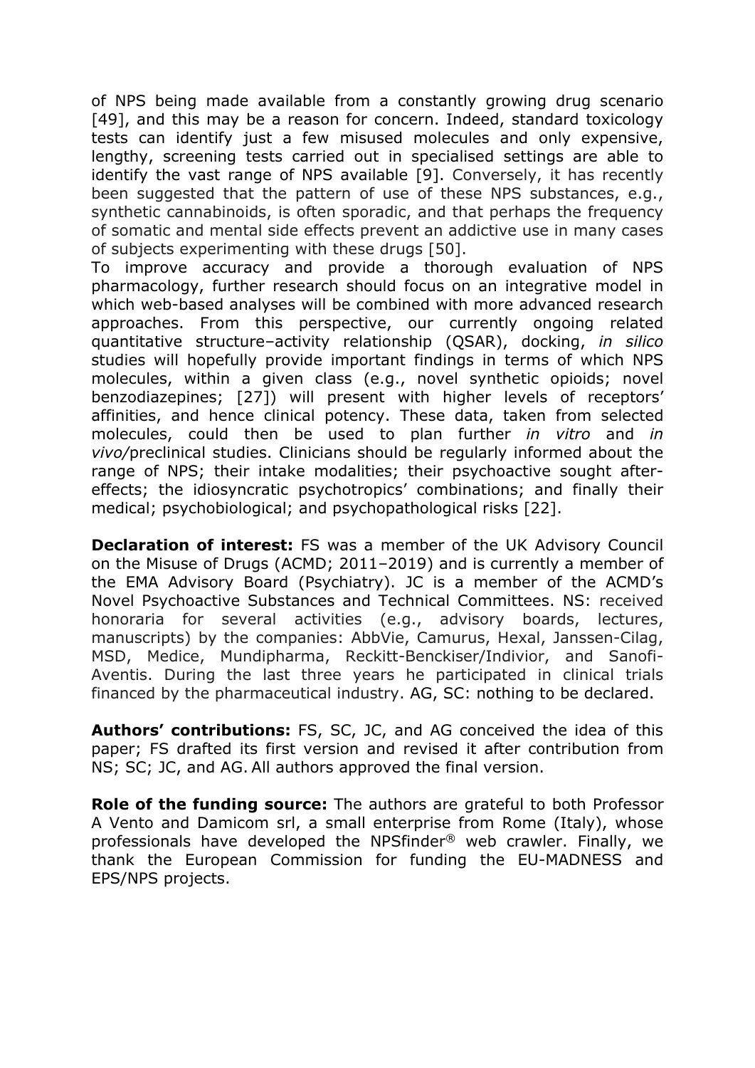of NPS being made available from a constantly growing drug scenario [49], and this may be a reason for concern. Indeed, standard toxicology tests can identify just a few misused molecules and only expensive, lengthy, screening tests carried out in specialised settings are able to identify the vast range of NPS available [9]. Conversely, it has recently been suggested that the pattern of use of these NPS substances, e.g., synthetic cannabinoids, is often sporadic, and that perhaps the frequency of somatic and mental side effects prevent an addictive use in many cases of subjects experimenting with these drugs [50].

To improve accuracy and provide a thorough evaluation of NPS pharmacology, further research should focus on an integrative model in which web-based analyses will be combined with more advanced research approaches. From this perspective, our currently ongoing related quantitative structure–activity relationship (QSAR), docking, *in silico* studies will hopefully provide important findings in terms of which NPS molecules, within a given class (e.g., novel synthetic opioids; novel benzodiazepines; [27]) will present with higher levels of receptors' affinities, and hence clinical potency. These data, taken from selected molecules, could then be used to plan further *in vitro* and *in vivo*/preclinical studies. Clinicians should be regularly informed about the range of NPS; their intake modalities; their psychoactive sought after-effects; the idiosyncratic psychotropics' combinations; and finally their medical; psychobiological; and psychopathological risks [22].

**Declaration of interest:** FS was a member of the UK Advisory Council on the Misuse of Drugs (ACMD; 2011–2019) and is currently a member of the EMA Advisory Board (Psychiatry). JC is a member of the ACMD's Novel Psychoactive Substances and Technical Committees. NS: received honoraria for several activities (e.g., advisory boards, lectures, manuscripts) by the companies: AbbVie, Camurus, Hexal, Janssen-Cilag, MSD, Medice, Mundipharma, Reckitt-Benckiser/Indivior, and Sanofi-Aventis. During the last three years he participated in clinical trials financed by the pharmaceutical industry. AG, SC: nothing to be declared.

**Authors' contributions:** FS, SC, JC, and AG conceived the idea of this paper; FS drafted its first version and revised it after contribution from NS; SC; JC, and AG. All authors approved the final version.

**Role of the funding source:** The authors are grateful to both Professor A Vento and Damicom srl, a small enterprise from Rome (Italy), whose professionals have developed the NPSfinder® web crawler. Finally, we thank the European Commission for funding the EU-MADNESS and EPS/NPS projects.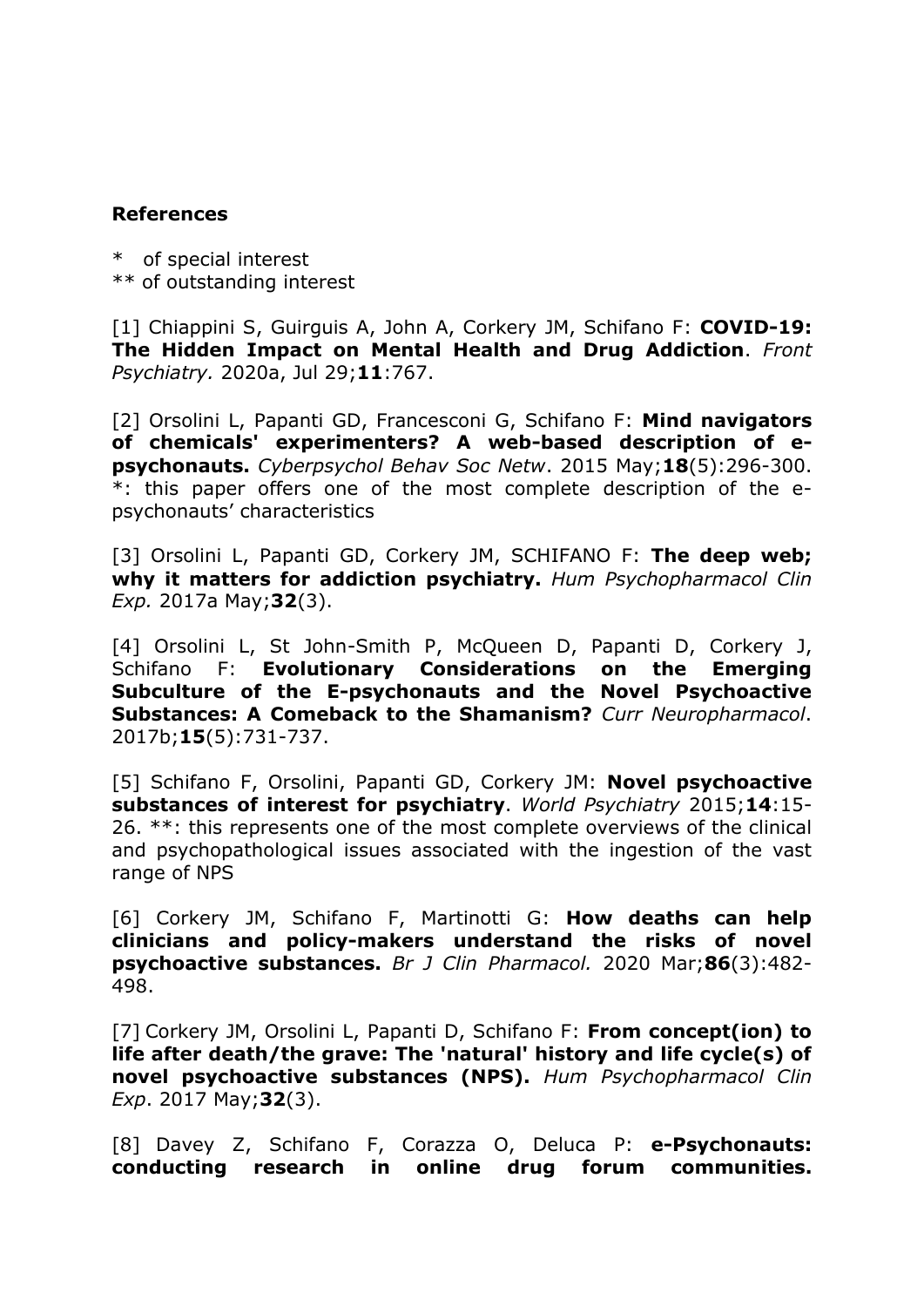**References**

\* of special interest
\*\* of outstanding interest

[1] Chiappini S, Guirguis A, John A, Corkery JM, Schifano F: **COVID-19: The Hidden Impact on Mental Health and Drug Addiction**. *Front Psychiatry.* 2020a, Jul 29;**11**:767.

[2] Orsolini L, Papanti GD, Francesconi G, Schifano F: **Mind navigators of chemicals' experimenters? A web-based description of e-psychonauts.** *Cyberpsychol Behav Soc Netw*. 2015 May;**18**(5):296-300. *: this paper offers one of the most complete description of the e-psychonauts' characteristics

[3] Orsolini L, Papanti GD, Corkery JM, SCHIFANO F: **The deep web; why it matters for addiction psychiatry.** *Hum Psychopharmacol Clin Exp.* 2017a May;**32**(3).

[4] Orsolini L, St John-Smith P, McQueen D, Papanti D, Corkery J, Schifano F: **Evolutionary Considerations on the Emerging Subculture of the E-psychonauts and the Novel Psychoactive Substances: A Comeback to the Shamanism?** *Curr Neuropharmacol*. 2017b;**15**(5):731-737.

[5] Schifano F, Orsolini, Papanti GD, Corkery JM: **Novel psychoactive substances of interest for psychiatry**. *World Psychiatry* 2015;**14**:15-26. **: this represents one of the most complete overviews of the clinical and psychopathological issues associated with the ingestion of the vast range of NPS

[6] Corkery JM, Schifano F, Martinotti G: **How deaths can help clinicians and policy-makers understand the risks of novel psychoactive substances.** *Br J Clin Pharmacol.* 2020 Mar;**86**(3):482-498.

[7] Corkery JM, Orsolini L, Papanti D, Schifano F: **From concept(ion) to life after death/the grave: The 'natural' history and life cycle(s) of novel psychoactive substances (NPS).** *Hum Psychopharmacol Clin Exp*. 2017 May;**32**(3).

[8] Davey Z, Schifano F, Corazza O, Deluca P: **e-Psychonauts: conducting research in online drug forum communities.**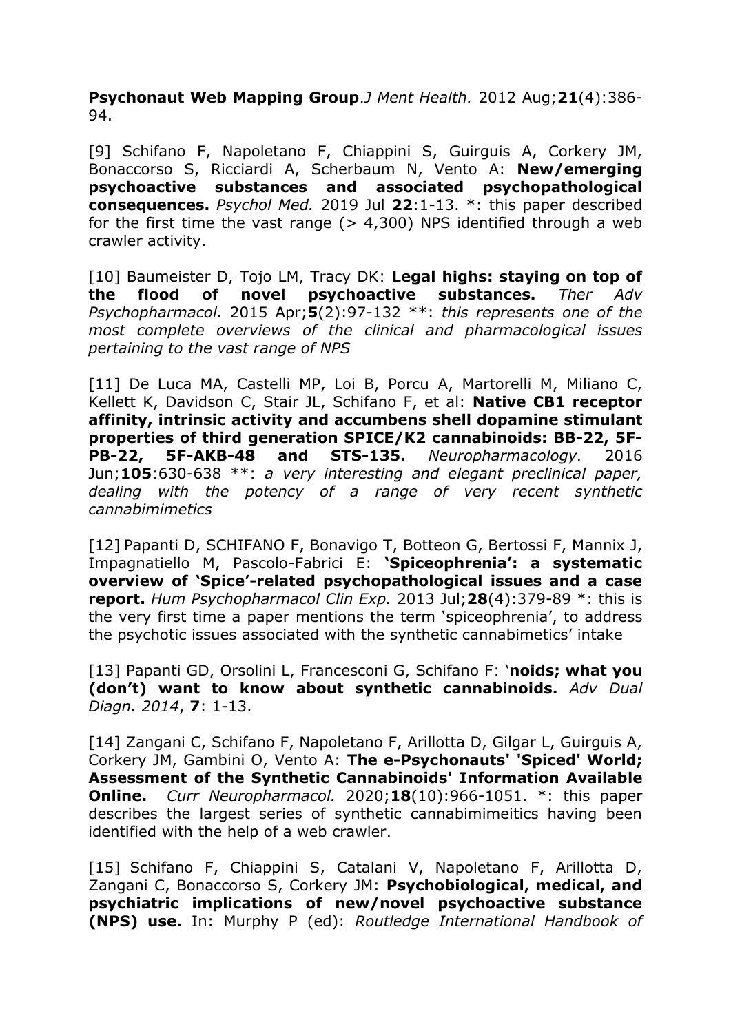**Psychonaut Web Mapping Group**.*J Ment Health.* 2012 Aug;**21**(4):386-94.

[9] Schifano F, Napoletano F, Chiappini S, Guirguis A, Corkery JM, Bonaccorso S, Ricciardi A, Scherbaum N, Vento A: **New/emerging psychoactive substances and associated psychopathological consequences.** *Psychol Med.* 2019 Jul **22**:1-13. *: this paper described for the first time the vast range (> 4,300) NPS identified through a web crawler activity.

[10] Baumeister D, Tojo LM, Tracy DK: **Legal highs: staying on top of the flood of novel psychoactive substances.** *Ther Adv Psychopharmacol.* 2015 Apr;**5**(2):97-132 **: *this represents one of the most complete overviews of the clinical and pharmacological issues pertaining to the vast range of NPS*

[11] De Luca MA, Castelli MP, Loi B, Porcu A, Martorelli M, Miliano C, Kellett K, Davidson C, Stair JL, Schifano F, et al: **Native CB1 receptor affinity, intrinsic activity and accumbens shell dopamine stimulant properties of third generation SPICE/K2 cannabinoids: BB-22, 5F-PB-22, 5F-AKB-48 and STS-135.** *Neuropharmacology.* 2016 Jun;**105**:630-638 **: *a very interesting and elegant preclinical paper, dealing with the potency of a range of very recent synthetic cannabimimetics*

[12] Papanti D, SCHIFANO F, Bonavigo T, Botteon G, Bertossi F, Mannix J, Impagnatiello M, Pascolo-Fabrici E: **'Spiceophrenia': a systematic overview of 'Spice'-related psychopathological issues and a case report.** *Hum Psychopharmacol Clin Exp.* 2013 Jul;**28**(4):379-89 *: this is the very first time a paper mentions the term 'spiceophrenia', to address the psychotic issues associated with the synthetic cannabimetics' intake

[13] Papanti GD, Orsolini L, Francesconi G, Schifano F: '**noids; what you (don't) want to know about synthetic cannabinoids.** *Adv Dual Diagn. 2014*, **7**: 1-13.

[14] Zangani C, Schifano F, Napoletano F, Arillotta D, Gilgar L, Guirguis A, Corkery JM, Gambini O, Vento A: **The e-Psychonauts' 'Spiced' World; Assessment of the Synthetic Cannabinoids' Information Available Online.** *Curr Neuropharmacol.* 2020;**18**(10):966-1051. *: this paper describes the largest series of synthetic cannabimimeitics having been identified with the help of a web crawler.

[15] Schifano F, Chiappini S, Catalani V, Napoletano F, Arillotta D, Zangani C, Bonaccorso S, Corkery JM: **Psychobiological, medical, and psychiatric implications of new/novel psychoactive substance (NPS) use.** In: Murphy P (ed): *Routledge International Handbook of*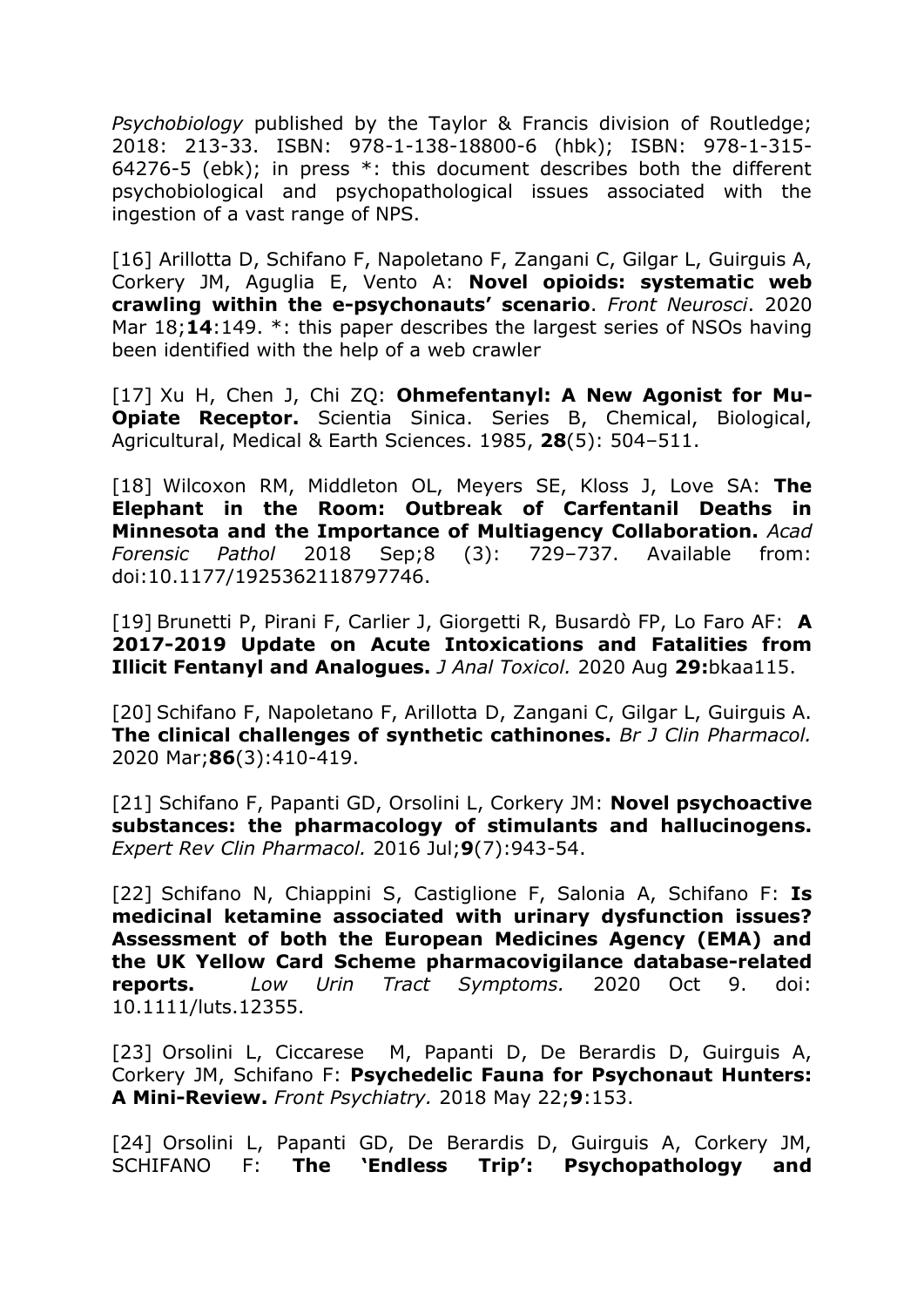*Psychobiology* published by the Taylor & Francis division of Routledge; 2018: 213-33. ISBN: 978-1-138-18800-6 (hbk); ISBN: 978-1-315-64276-5 (ebk); in press *: this document describes both the different psychobiological and psychopathological issues associated with the ingestion of a vast range of NPS.

[16] Arillotta D, Schifano F, Napoletano F, Zangani C, Gilgar L, Guirguis A, Corkery JM, Aguglia E, Vento A: **Novel opioids: systematic web crawling within the e-psychonauts' scenario**. *Front Neurosci*. 2020 Mar 18;**14**:149. *: this paper describes the largest series of NSOs having been identified with the help of a web crawler

[17] Xu H, Chen J, Chi ZQ: **Ohmefentanyl: A New Agonist for Mu-Opiate Receptor.** Scientia Sinica. Series B, Chemical, Biological, Agricultural, Medical & Earth Sciences. 1985, **28**(5): 504–511.

[18] Wilcoxon RM, Middleton OL, Meyers SE, Kloss J, Love SA: **The Elephant in the Room: Outbreak of Carfentanil Deaths in Minnesota and the Importance of Multiagency Collaboration.** *Acad Forensic Pathol* 2018 Sep;8 (3): 729–737. Available from: doi:10.1177/1925362118797746.

[19] Brunetti P, Pirani F, Carlier J, Giorgetti R, Busardò FP, Lo Faro AF: **A 2017-2019 Update on Acute Intoxications and Fatalities from Illicit Fentanyl and Analogues.** *J Anal Toxicol.* 2020 Aug **29:**bkaa115.

[20] Schifano F, Napoletano F, Arillotta D, Zangani C, Gilgar L, Guirguis A. **The clinical challenges of synthetic cathinones.** *Br J Clin Pharmacol.* 2020 Mar;**86**(3):410-419.

[21] Schifano F, Papanti GD, Orsolini L, Corkery JM: **Novel psychoactive substances: the pharmacology of stimulants and hallucinogens.** *Expert Rev Clin Pharmacol.* 2016 Jul;**9**(7):943-54.

[22] Schifano N, Chiappini S, Castiglione F, Salonia A, Schifano F: **Is medicinal ketamine associated with urinary dysfunction issues? Assessment of both the European Medicines Agency (EMA) and the UK Yellow Card Scheme pharmacovigilance database-related reports.** *Low Urin Tract Symptoms.* 2020 Oct 9. doi: 10.1111/luts.12355.

[23] Orsolini L, Ciccarese M, Papanti D, De Berardis D, Guirguis A, Corkery JM, Schifano F: **Psychedelic Fauna for Psychonaut Hunters: A Mini-Review.** *Front Psychiatry.* 2018 May 22;**9**:153.

[24] Orsolini L, Papanti GD, De Berardis D, Guirguis A, Corkery JM, SCHIFANO F: **The 'Endless Trip': Psychopathology and**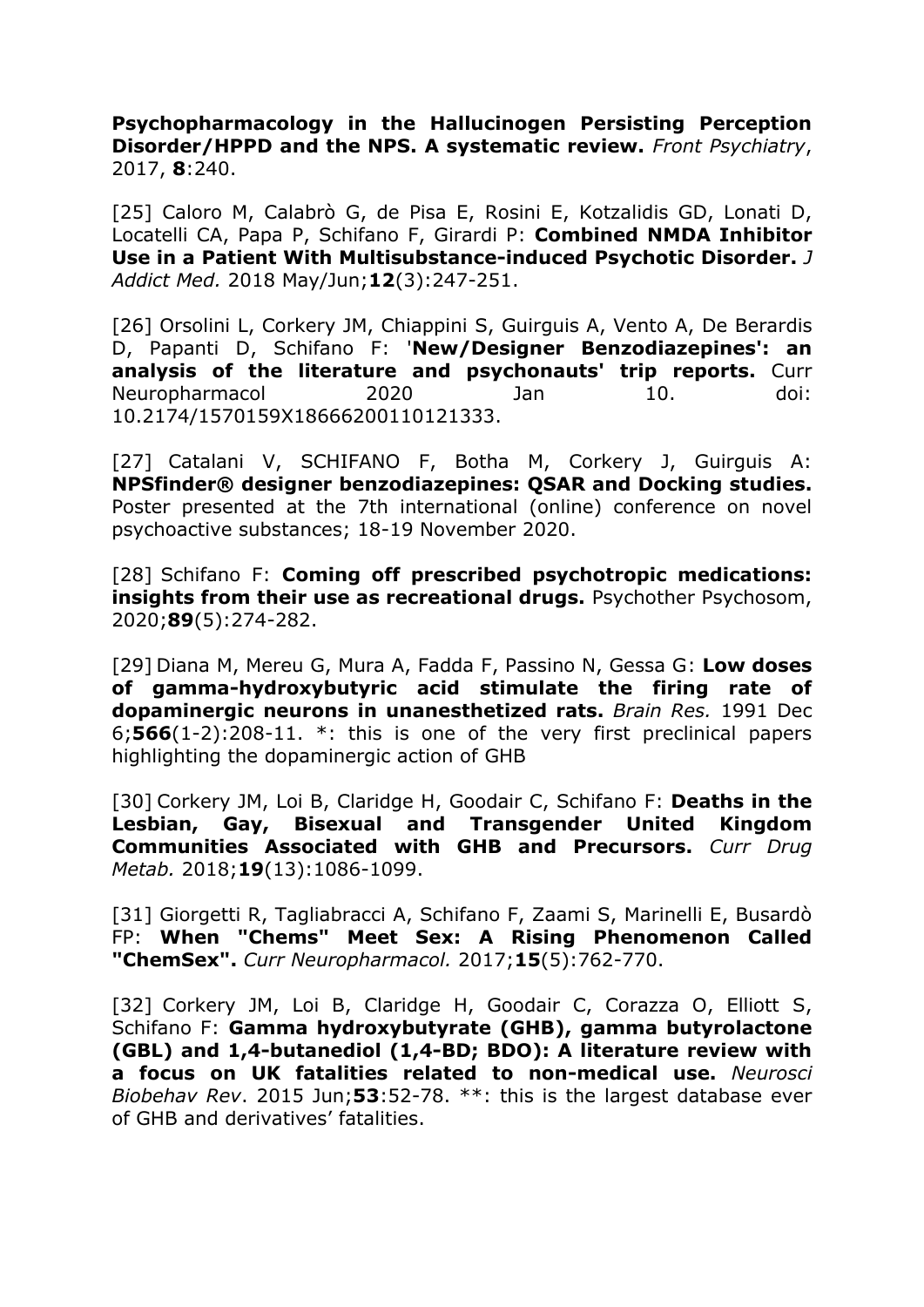**Psychopharmacology in the Hallucinogen Persisting Perception Disorder/HPPD and the NPS. A systematic review.** *Front Psychiatry*, 2017, **8**:240.

[25] Caloro M, Calabrò G, de Pisa E, Rosini E, Kotzalidis GD, Lonati D, Locatelli CA, Papa P, Schifano F, Girardi P: **Combined NMDA Inhibitor Use in a Patient With Multisubstance-induced Psychotic Disorder.** *J Addict Med.* 2018 May/Jun;**12**(3):247-251.

[26] Orsolini L, Corkery JM, Chiappini S, Guirguis A, Vento A, De Berardis D, Papanti D, Schifano F: '**New/Designer Benzodiazepines': an analysis of the literature and psychonauts' trip reports.** Curr Neuropharmacol 2020 Jan 10. doi: 10.2174/1570159X18666200110121333.

[27] Catalani V, SCHIFANO F, Botha M, Corkery J, Guirguis A: **NPSfinder® designer benzodiazepines: QSAR and Docking studies.** Poster presented at the 7th international (online) conference on novel psychoactive substances; 18-19 November 2020.

[28] Schifano F: **Coming off prescribed psychotropic medications: insights from their use as recreational drugs.** Psychother Psychosom, 2020;**89**(5):274-282.

[29] Diana M, Mereu G, Mura A, Fadda F, Passino N, Gessa G: **Low doses of gamma-hydroxybutyric acid stimulate the firing rate of dopaminergic neurons in unanesthetized rats.** *Brain Res.* 1991 Dec 6;**566**(1-2):208-11. *: this is one of the very first preclinical papers highlighting the dopaminergic action of GHB

[30] Corkery JM, Loi B, Claridge H, Goodair C, Schifano F: **Deaths in the Lesbian, Gay, Bisexual and Transgender United Kingdom Communities Associated with GHB and Precursors.** *Curr Drug Metab.* 2018;**19**(13):1086-1099.

[31] Giorgetti R, Tagliabracci A, Schifano F, Zaami S, Marinelli E, Busardò FP: **When "Chems" Meet Sex: A Rising Phenomenon Called "ChemSex".** *Curr Neuropharmacol.* 2017;**15**(5):762-770.

[32] Corkery JM, Loi B, Claridge H, Goodair C, Corazza O, Elliott S, Schifano F: **Gamma hydroxybutyrate (GHB), gamma butyrolactone (GBL) and 1,4-butanediol (1,4-BD; BDO): A literature review with a focus on UK fatalities related to non-medical use.** *Neurosci Biobehav Rev*. 2015 Jun;**53**:52-78. **: this is the largest database ever of GHB and derivatives' fatalities.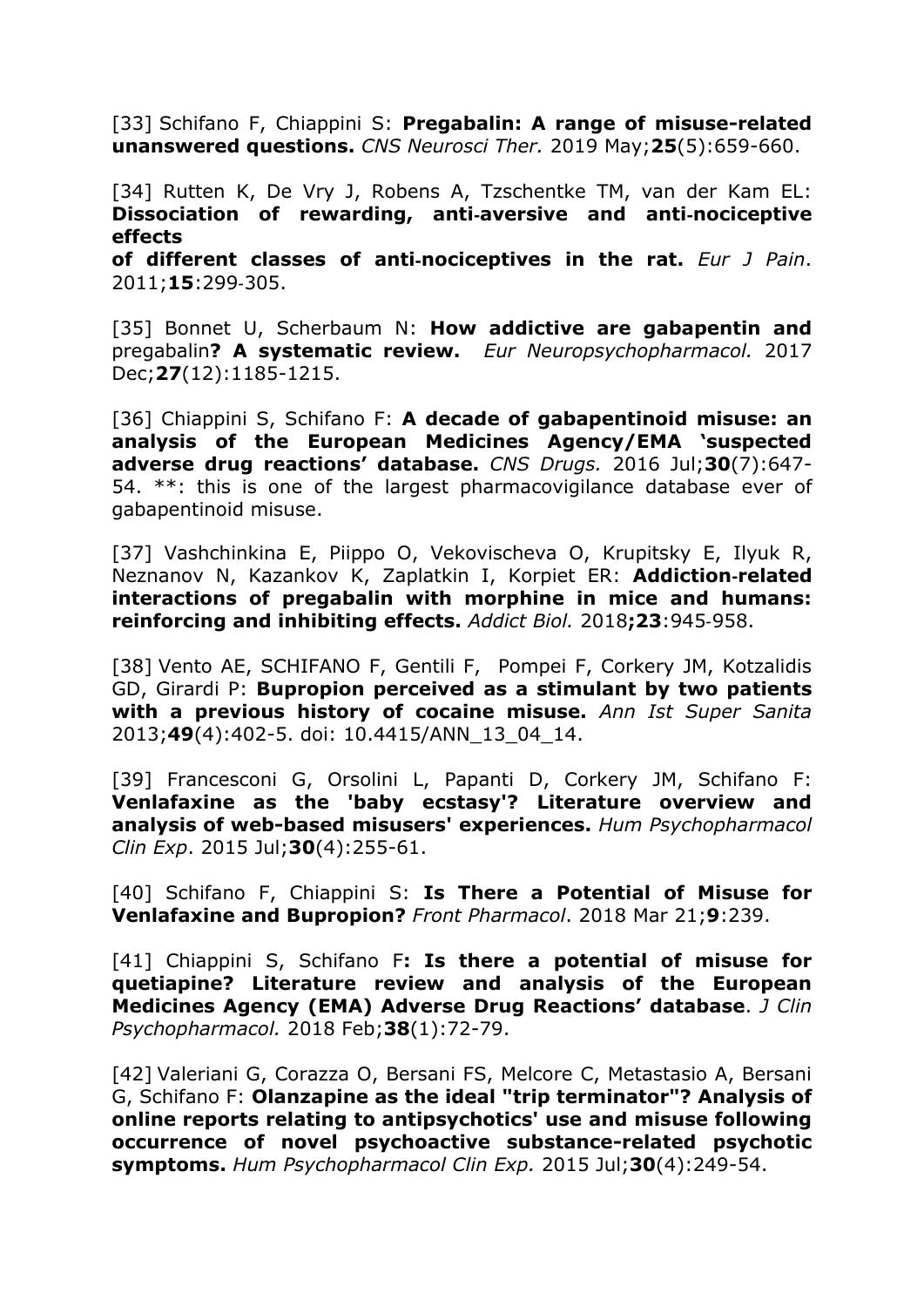[33] Schifano F, Chiappini S: **Pregabalin: A range of misuse-related unanswered questions.** *CNS Neurosci Ther.* 2019 May;**25**(5):659-660.

[34] Rutten K, De Vry J, Robens A, Tzschentke TM, van der Kam EL: **Dissociation of rewarding, anti‐aversive and anti‐nociceptive effects of different classes of anti‐nociceptives in the rat.** *Eur J Pain*. 2011;**15**:299‐305.

[35] Bonnet U, Scherbaum N: **How addictive are gabapentin and** pregabalin**? A systematic review.** *Eur Neuropsychopharmacol.* 2017 Dec;**27**(12):1185-1215.

[36] Chiappini S, Schifano F: **A decade of gabapentinoid misuse: an analysis of the European Medicines Agency/EMA 'suspected adverse drug reactions' database.** *CNS Drugs.* 2016 Jul;**30**(7):647-54. **: this is one of the largest pharmacovigilance database ever of gabapentinoid misuse.

[37] Vashchinkina E, Piippo O, Vekovischeva O, Krupitsky E, Ilyuk R, Neznanov N, Kazankov K, Zaplatkin I, Korpiet ER: **Addiction‐related interactions of pregabalin with morphine in mice and humans: reinforcing and inhibiting effects.** *Addict Biol.* 2018**;23**:945‐958.

[38] Vento AE, SCHIFANO F, Gentili F, Pompei F, Corkery JM, Kotzalidis GD, Girardi P: **Bupropion perceived as a stimulant by two patients with a previous history of cocaine misuse.** *Ann Ist Super Sanita* 2013;**49**(4):402-5. doi: 10.4415/ANN_13_04_14.

[39] Francesconi G, Orsolini L, Papanti D, Corkery JM, Schifano F: **Venlafaxine as the 'baby ecstasy'? Literature overview and analysis of web-based misusers' experiences.** *Hum Psychopharmacol Clin Exp*. 2015 Jul;**30**(4):255-61.

[40] Schifano F, Chiappini S: **Is There a Potential of Misuse for Venlafaxine and Bupropion?** *Front Pharmacol*. 2018 Mar 21;**9**:239.

[41] Chiappini S, Schifano F**: Is there a potential of misuse for quetiapine? Literature review and analysis of the European Medicines Agency (EMA) Adverse Drug Reactions' database**. *J Clin Psychopharmacol.* 2018 Feb;**38**(1):72-79.

[42] Valeriani G, Corazza O, Bersani FS, Melcore C, Metastasio A, Bersani G, Schifano F: **Olanzapine as the ideal "trip terminator"? Analysis of online reports relating to antipsychotics' use and misuse following occurrence of novel psychoactive substance-related psychotic symptoms.** *Hum Psychopharmacol Clin Exp.* 2015 Jul;**30**(4):249-54.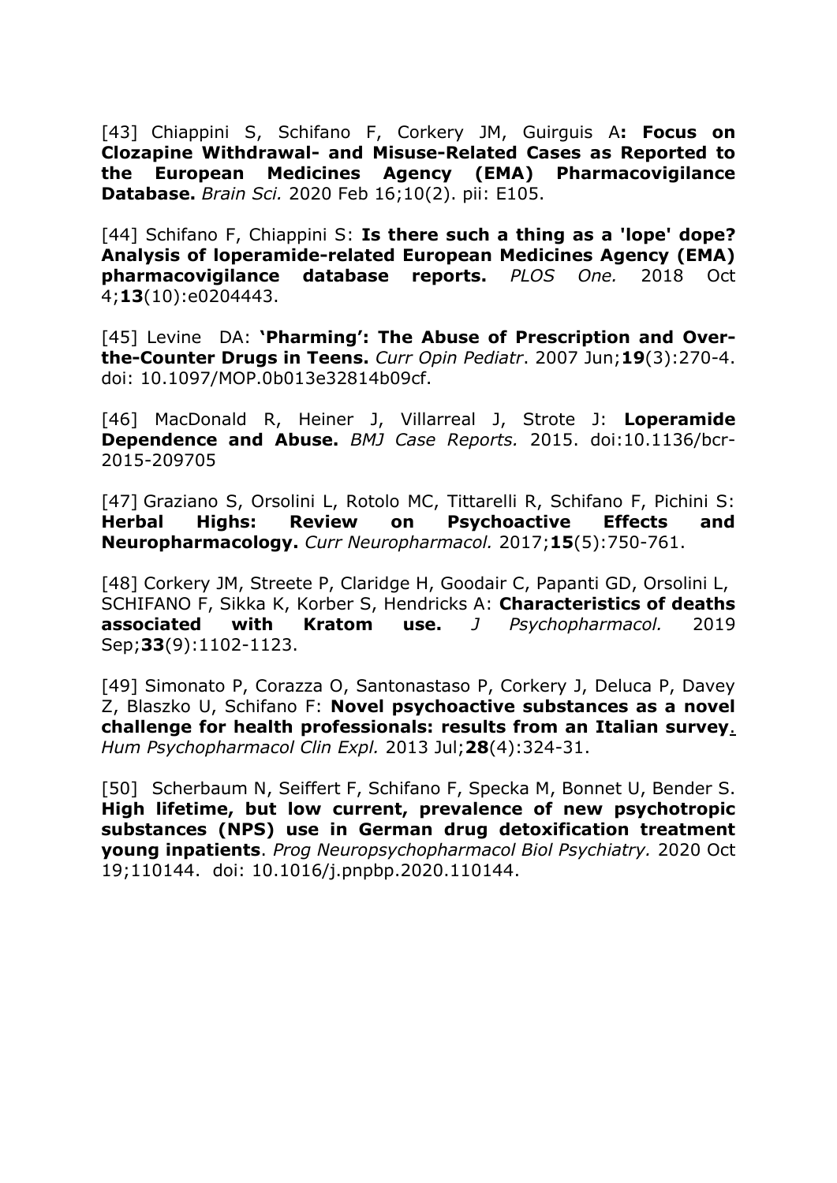[43] Chiappini S, Schifano F, Corkery JM, Guirguis A**: Focus on Clozapine Withdrawal- and Misuse-Related Cases as Reported to the European Medicines Agency (EMA) Pharmacovigilance Database.** *Brain Sci.* 2020 Feb 16;10(2). pii: E105.

[44] Schifano F, Chiappini S: **Is there such a thing as a 'lope' dope? Analysis of loperamide-related European Medicines Agency (EMA) pharmacovigilance database reports.** *PLOS One.* 2018 Oct 4;**13**(10):e0204443.

[45] Levine DA: **'Pharming': The Abuse of Prescription and Over-the-Counter Drugs in Teens.** *Curr Opin Pediatr*. 2007 Jun;**19**(3):270-4. doi: 10.1097/MOP.0b013e32814b09cf.

[46] MacDonald R, Heiner J, Villarreal J, Strote J: **Loperamide Dependence and Abuse.** *BMJ Case Reports.* 2015. doi:10.1136/bcr-2015-209705

[47] Graziano S, Orsolini L, Rotolo MC, Tittarelli R, Schifano F, Pichini S: **Herbal Highs: Review on Psychoactive Effects and Neuropharmacology.** *Curr Neuropharmacol.* 2017;**15**(5):750-761.

[48] Corkery JM, Streete P, Claridge H, Goodair C, Papanti GD, Orsolini L, SCHIFANO F, Sikka K, Korber S, Hendricks A: **Characteristics of deaths associated with Kratom use.** *J Psychopharmacol.* 2019 Sep;**33**(9):1102-1123.

[49] Simonato P, Corazza O, Santonastaso P, Corkery J, Deluca P, Davey Z, Blaszko U, Schifano F: **Novel psychoactive substances as a novel challenge for health professionals: results from an Italian survey**. *Hum Psychopharmacol Clin Expl.* 2013 Jul;**28**(4):324-31.

[50] Scherbaum N, Seiffert F, Schifano F, Specka M, Bonnet U, Bender S. **High lifetime, but low current, prevalence of new psychotropic substances (NPS) use in German drug detoxification treatment young inpatients**. *Prog Neuropsychopharmacol Biol Psychiatry.* 2020 Oct 19;110144. doi: 10.1016/j.pnpbp.2020.110144.